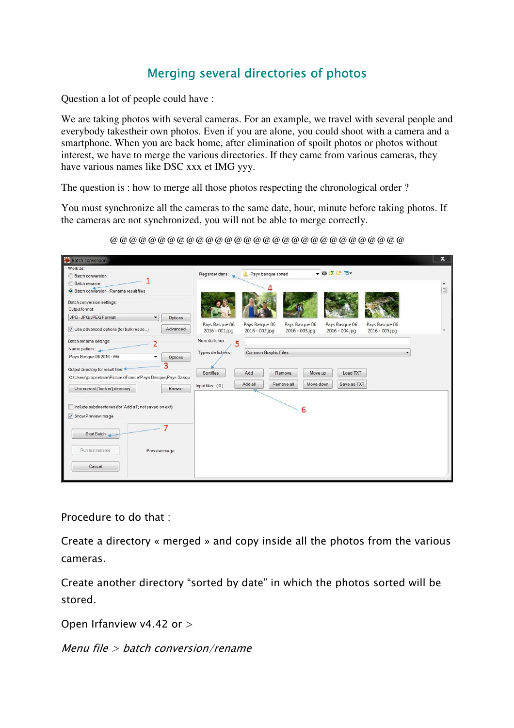# Merging several directories of photos

Question a lot of people could have :

We are taking photos with several cameras. For an example, we travel with several people and everybody takestheir own photos. Even if you are alone, you could shoot with a camera and a smartphone. When you are back home, after elimination of spoilt photos or photos without interest, we have to merge the various directories. If they came from various cameras, they have various names like DSC xxx et IMG yyy.

The question is : how to merge all those photos respecting the chronological order ?

You must synchronize all the cameras to the same date, hour, minute before taking photos. If the cameras are not synchronized, you will not be able to merge correctly.

@@@@@@@@@@@@@@@@@@@@@@@@@@@@@@@

Procedure to do that :

Create a directory « merged » and copy inside all the photos from the various cameras.

Create another directory “sorted by date” in which the photos sorted will be stored.

Open Irfanview v4.42 or >

*Menu file > batch conversion/rename*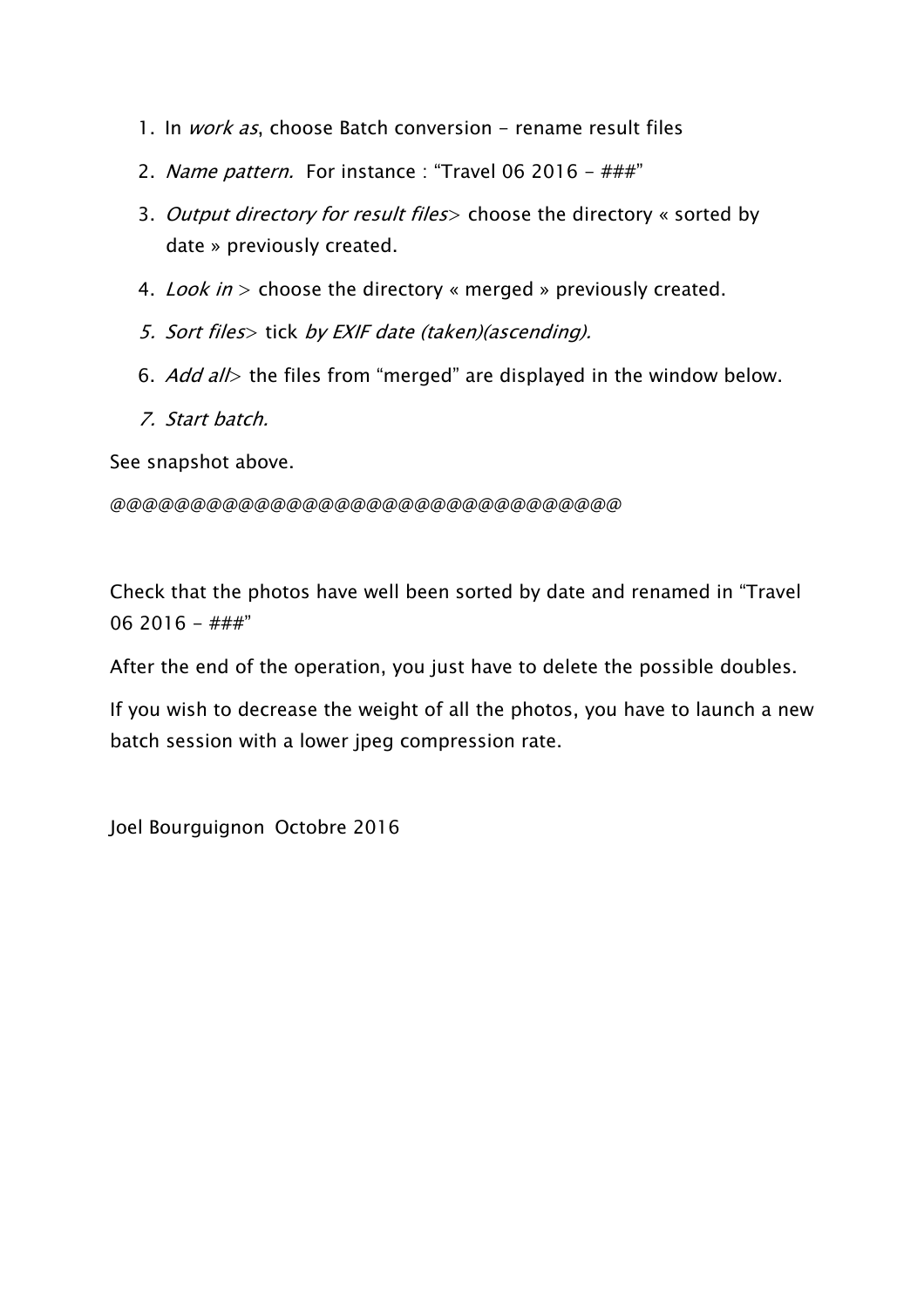1. In *work as*, choose Batch conversion - rename result files
2. *Name pattern.* For instance : “Travel 06 2016 – ###”
3. *Output directory for result files*> choose the directory « sorted by date » previously created.
4. *Look in* > choose the directory « merged » previously created.
5. *Sort files*> tick *by EXIF date (taken)(ascending).*
6. *Add all*> the files from “merged” are displayed in the window below.
7. *Start batch.*

See snapshot above.

@@@@@@@@@@@@@@@@@@@@@@@@@@@@@@@

Check that the photos have well been sorted by date and renamed in “Travel 06 2016 – ###”

After the end of the operation, you just have to delete the possible doubles.

If you wish to decrease the weight of all the photos, you have to launch a new batch session with a lower jpeg compression rate.

Joel Bourguignon Octobre 2016